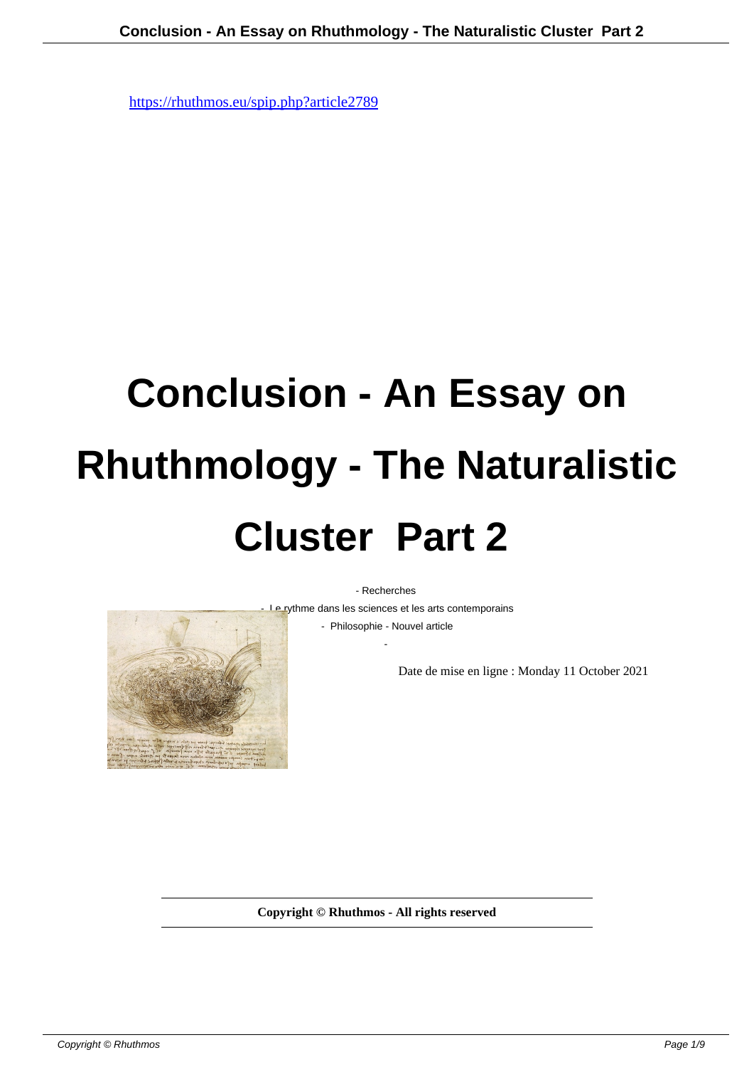https://rhuthmos.eu/spip.php?article2789

# Conclusion - An Essay on Rhuthmology - The Naturalistic Cluster Part 2

- Recherches
- Le rythme dans les sciences et les arts contemporains
- Philosophie - Nouvel article

Date de mise en ligne : Monday 11 October 2021

**Copyright © Rhuthmos - All rights reserved**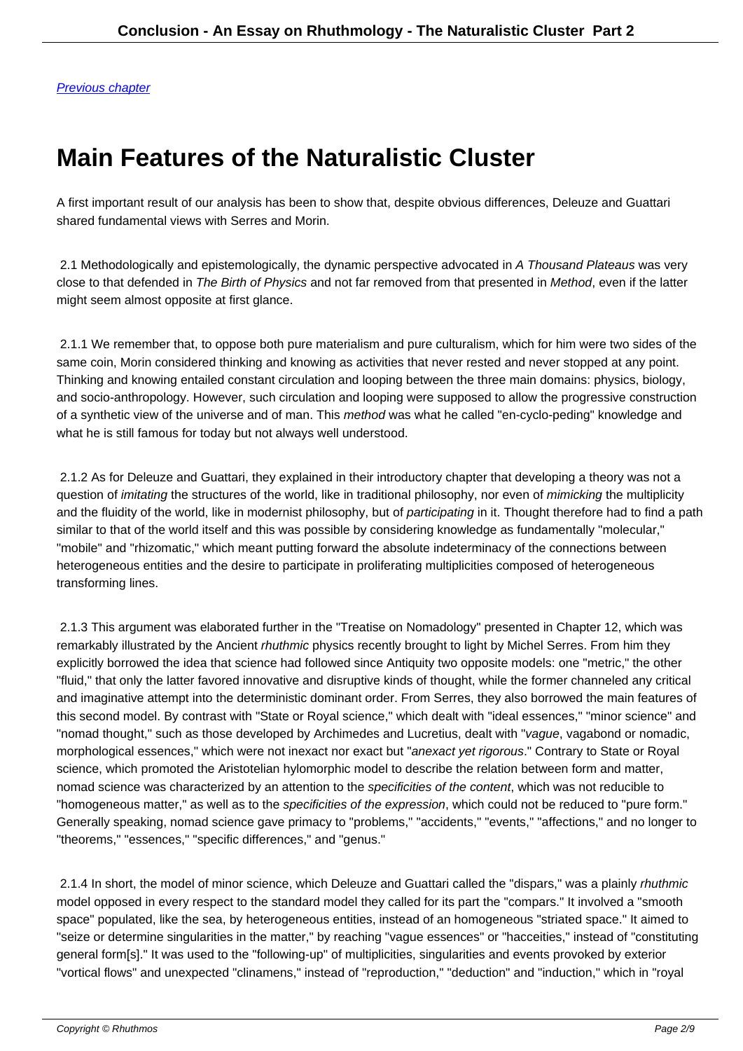[Previous chapter](#)

# Main Features of the Naturalistic Cluster

A first important result of our analysis has been to show that, despite obvious differences, Deleuze and Guattari shared fundamental views with Serres and Morin.

2.1 Methodologically and epistemologically, the dynamic perspective advocated in *A Thousand Plateaus* was very close to that defended in *The Birth of Physics* and not far removed from that presented in *Method*, even if the latter might seem almost opposite at first glance.

2.1.1 We remember that, to oppose both pure materialism and pure culturalism, which for him were two sides of the same coin, Morin considered thinking and knowing as activities that never rested and never stopped at any point. Thinking and knowing entailed constant circulation and looping between the three main domains: physics, biology, and socio-anthropology. However, such circulation and looping were supposed to allow the progressive construction of a synthetic view of the universe and of man. This *method* was what he called "en-cyclo-peding" knowledge and what he is still famous for today but not always well understood.

2.1.2 As for Deleuze and Guattari, they explained in their introductory chapter that developing a theory was not a question of *imitating* the structures of the world, like in traditional philosophy, nor even of *mimicking* the multiplicity and the fluidity of the world, like in modernist philosophy, but of *participating* in it. Thought therefore had to find a path similar to that of the world itself and this was possible by considering knowledge as fundamentally "molecular," "mobile" and "rhizomatic," which meant putting forward the absolute indeterminacy of the connections between heterogeneous entities and the desire to participate in proliferating multiplicities composed of heterogeneous transforming lines.

2.1.3 This argument was elaborated further in the "Treatise on Nomadology" presented in Chapter 12, which was remarkably illustrated by the Ancient *rhuthmic* physics recently brought to light by Michel Serres. From him they explicitly borrowed the idea that science had followed since Antiquity two opposite models: one "metric," the other "fluid," that only the latter favored innovative and disruptive kinds of thought, while the former channeled any critical and imaginative attempt into the deterministic dominant order. From Serres, they also borrowed the main features of this second model. By contrast with "State or Royal science," which dealt with "ideal essences," "minor science" and "nomad thought," such as those developed by Archimedes and Lucretius, dealt with "*vague*, vagabond or nomadic, morphological essences," which were not inexact nor exact but "*anexact yet rigorous*." Contrary to State or Royal science, which promoted the Aristotelian hylomorphic model to describe the relation between form and matter, nomad science was characterized by an attention to the *specificities of the content*, which was not reducible to "homogeneous matter," as well as to the *specificities of the expression*, which could not be reduced to "pure form." Generally speaking, nomad science gave primacy to "problems," "accidents," "events," "affections," and no longer to "theorems," "essences," "specific differences," and "genus."

2.1.4 In short, the model of minor science, which Deleuze and Guattari called the "dispars," was a plainly *rhuthmic* model opposed in every respect to the standard model they called for its part the "compars." It involved a "smooth space" populated, like the sea, by heterogeneous entities, instead of an homogeneous "striated space." It aimed to "seize or determine singularities in the matter," by reaching "vague essences" or "hacceities," instead of "constituting general form[s]." It was used to the "following-up" of multiplicities, singularities and events provoked by exterior "vortical flows" and unexpected "clinamens," instead of "reproduction," "deduction" and "induction," which in "royal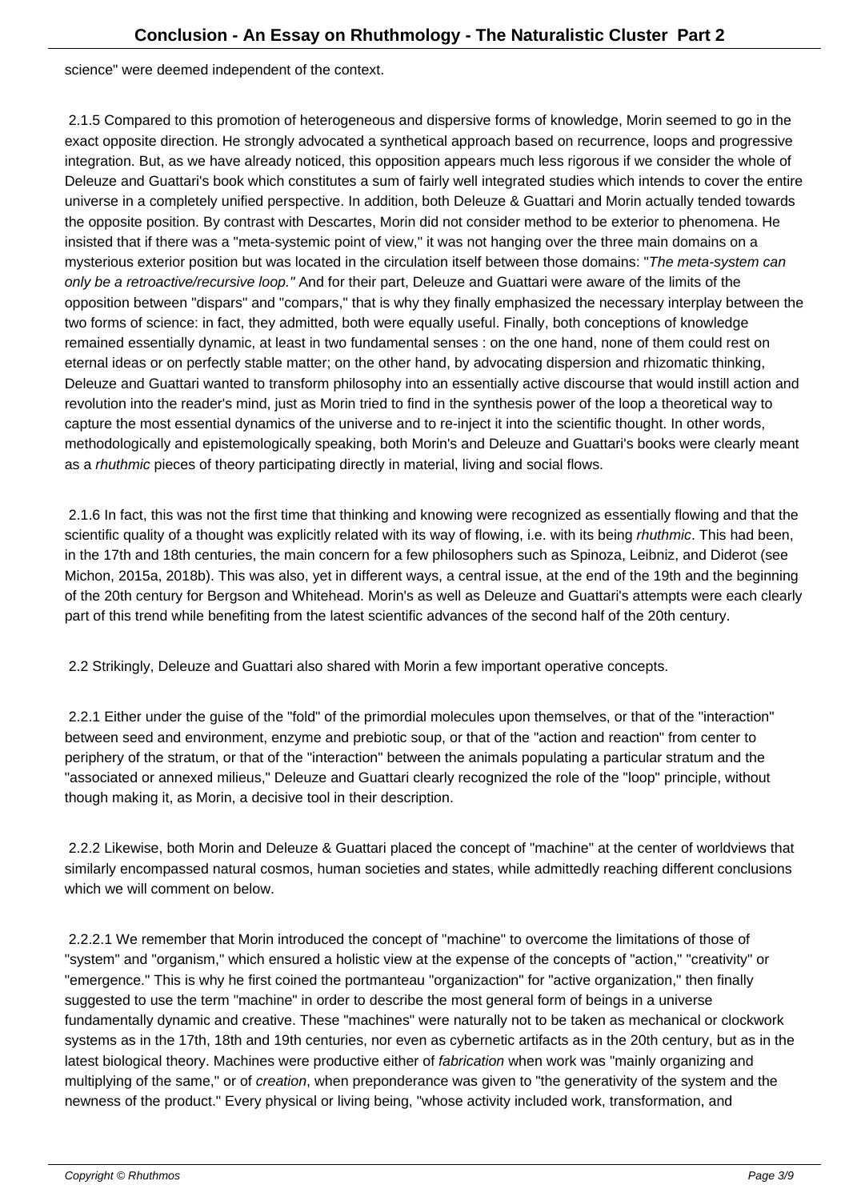science" were deemed independent of the context.

2.1.5 Compared to this promotion of heterogeneous and dispersive forms of knowledge, Morin seemed to go in the exact opposite direction. He strongly advocated a synthetical approach based on recurrence, loops and progressive integration. But, as we have already noticed, this opposition appears much less rigorous if we consider the whole of Deleuze and Guattari's book which constitutes a sum of fairly well integrated studies which intends to cover the entire universe in a completely unified perspective. In addition, both Deleuze & Guattari and Morin actually tended towards the opposite position. By contrast with Descartes, Morin did not consider method to be exterior to phenomena. He insisted that if there was a "meta-systemic point of view," it was not hanging over the three main domains on a mysterious exterior position but was located in the circulation itself between those domains: "*The meta-system can only be a retroactive/recursive loop.*" And for their part, Deleuze and Guattari were aware of the limits of the opposition between "dispars" and "compars," that is why they finally emphasized the necessary interplay between the two forms of science: in fact, they admitted, both were equally useful. Finally, both conceptions of knowledge remained essentially dynamic, at least in two fundamental senses : on the one hand, none of them could rest on eternal ideas or on perfectly stable matter; on the other hand, by advocating dispersion and rhizomatic thinking, Deleuze and Guattari wanted to transform philosophy into an essentially active discourse that would instill action and revolution into the reader's mind, just as Morin tried to find in the synthesis power of the loop a theoretical way to capture the most essential dynamics of the universe and to re-inject it into the scientific thought. In other words, methodologically and epistemologically speaking, both Morin's and Deleuze and Guattari's books were clearly meant as a *rhuthmic* pieces of theory participating directly in material, living and social flows.

2.1.6 In fact, this was not the first time that thinking and knowing were recognized as essentially flowing and that the scientific quality of a thought was explicitly related with its way of flowing, i.e. with its being *rhuthmic*. This had been, in the 17th and 18th centuries, the main concern for a few philosophers such as Spinoza, Leibniz, and Diderot (see Michon, 2015a, 2018b). This was also, yet in different ways, a central issue, at the end of the 19th and the beginning of the 20th century for Bergson and Whitehead. Morin's as well as Deleuze and Guattari's attempts were each clearly part of this trend while benefiting from the latest scientific advances of the second half of the 20th century.

2.2 Strikingly, Deleuze and Guattari also shared with Morin a few important operative concepts.

2.2.1 Either under the guise of the "fold" of the primordial molecules upon themselves, or that of the "interaction" between seed and environment, enzyme and prebiotic soup, or that of the "action and reaction" from center to periphery of the stratum, or that of the "interaction" between the animals populating a particular stratum and the "associated or annexed milieus," Deleuze and Guattari clearly recognized the role of the "loop" principle, without though making it, as Morin, a decisive tool in their description.

2.2.2 Likewise, both Morin and Deleuze & Guattari placed the concept of "machine" at the center of worldviews that similarly encompassed natural cosmos, human societies and states, while admittedly reaching different conclusions which we will comment on below.

2.2.2.1 We remember that Morin introduced the concept of "machine" to overcome the limitations of those of "system" and "organism," which ensured a holistic view at the expense of the concepts of "action," "creativity" or "emergence." This is why he first coined the portmanteau "organizaction" for "active organization," then finally suggested to use the term "machine" in order to describe the most general form of beings in a universe fundamentally dynamic and creative. These "machines" were naturally not to be taken as mechanical or clockwork systems as in the 17th, 18th and 19th centuries, nor even as cybernetic artifacts as in the 20th century, but as in the latest biological theory. Machines were productive either of *fabrication* when work was "mainly organizing and multiplying of the same," or of *creation*, when preponderance was given to "the generativity of the system and the newness of the product." Every physical or living being, "whose activity included work, transformation, and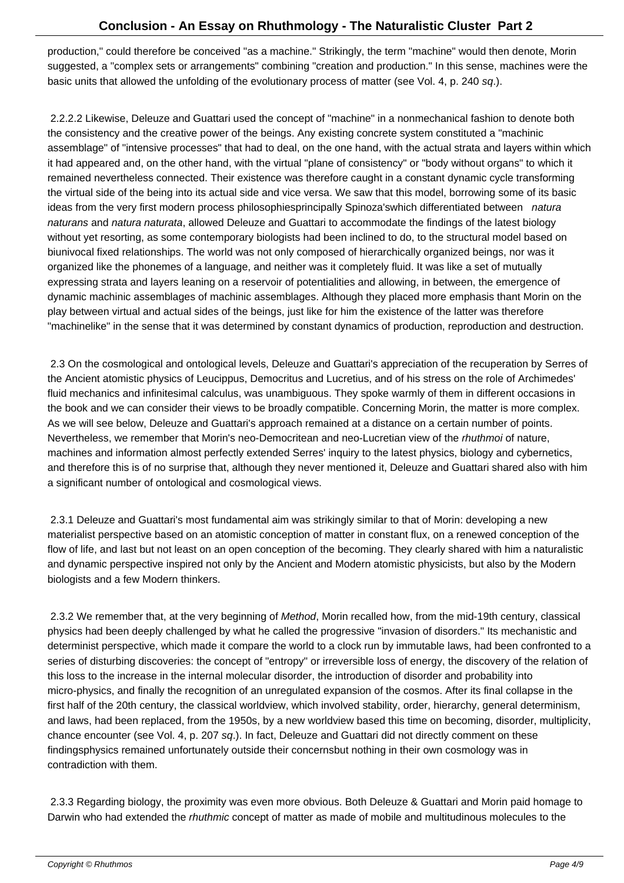production," could therefore be conceived "as a machine." Strikingly, the term "machine" would then denote, Morin suggested, a "complex sets or arrangements" combining "creation and production." In this sense, machines were the basic units that allowed the unfolding of the evolutionary process of matter (see Vol. 4, p. 240 *sq*.).

2.2.2.2 Likewise, Deleuze and Guattari used the concept of "machine" in a nonmechanical fashion to denote both the consistency and the creative power of the beings. Any existing concrete system constituted a "machinic assemblage" of "intensive processes" that had to deal, on the one hand, with the actual strata and layers within which it had appeared and, on the other hand, with the virtual "plane of consistency" or "body without organs" to which it remained nevertheless connected. Their existence was therefore caught in a constant dynamic cycle transforming the virtual side of the being into its actual side and vice versa. We saw that this model, borrowing some of its basic ideas from the very first modern process philosophiesprincipally Spinoza'swhich differentiated between *natura naturans* and *natura naturata*, allowed Deleuze and Guattari to accommodate the findings of the latest biology without yet resorting, as some contemporary biologists had been inclined to do, to the structural model based on biunivocal fixed relationships. The world was not only composed of hierarchically organized beings, nor was it organized like the phonemes of a language, and neither was it completely fluid. It was like a set of mutually expressing strata and layers leaning on a reservoir of potentialities and allowing, in between, the emergence of dynamic machinic assemblages of machinic assemblages. Although they placed more emphasis thant Morin on the play between virtual and actual sides of the beings, just like for him the existence of the latter was therefore "machinelike" in the sense that it was determined by constant dynamics of production, reproduction and destruction.

2.3 On the cosmological and ontological levels, Deleuze and Guattari's appreciation of the recuperation by Serres of the Ancient atomistic physics of Leucippus, Democritus and Lucretius, and of his stress on the role of Archimedes' fluid mechanics and infinitesimal calculus, was unambiguous. They spoke warmly of them in different occasions in the book and we can consider their views to be broadly compatible. Concerning Morin, the matter is more complex. As we will see below, Deleuze and Guattari's approach remained at a distance on a certain number of points. Nevertheless, we remember that Morin's neo-Democritean and neo-Lucretian view of the *ruthmoi* of nature, machines and information almost perfectly extended Serres' inquiry to the latest physics, biology and cybernetics, and therefore this is of no surprise that, although they never mentioned it, Deleuze and Guattari shared also with him a significant number of ontological and cosmological views.

2.3.1 Deleuze and Guattari's most fundamental aim was strikingly similar to that of Morin: developing a new materialist perspective based on an atomistic conception of matter in constant flux, on a renewed conception of the flow of life, and last but not least on an open conception of the becoming. They clearly shared with him a naturalistic and dynamic perspective inspired not only by the Ancient and Modern atomistic physicists, but also by the Modern biologists and a few Modern thinkers.

2.3.2 We remember that, at the very beginning of *Method*, Morin recalled how, from the mid-19th century, classical physics had been deeply challenged by what he called the progressive "invasion of disorders." Its mechanistic and determinist perspective, which made it compare the world to a clock run by immutable laws, had been confronted to a series of disturbing discoveries: the concept of "entropy" or irreversible loss of energy, the discovery of the relation of this loss to the increase in the internal molecular disorder, the introduction of disorder and probability into micro-physics, and finally the recognition of an unregulated expansion of the cosmos. After its final collapse in the first half of the 20th century, the classical worldview, which involved stability, order, hierarchy, general determinism, and laws, had been replaced, from the 1950s, by a new worldview based this time on becoming, disorder, multiplicity, chance encounter (see Vol. 4, p. 207 *sq*.). In fact, Deleuze and Guattari did not directly comment on these findingsphysics remained unfortunately outside their concernsbut nothing in their own cosmology was in contradiction with them.

2.3.3 Regarding biology, the proximity was even more obvious. Both Deleuze & Guattari and Morin paid homage to Darwin who had extended the *ruthmic* concept of matter as made of mobile and multitudinous molecules to the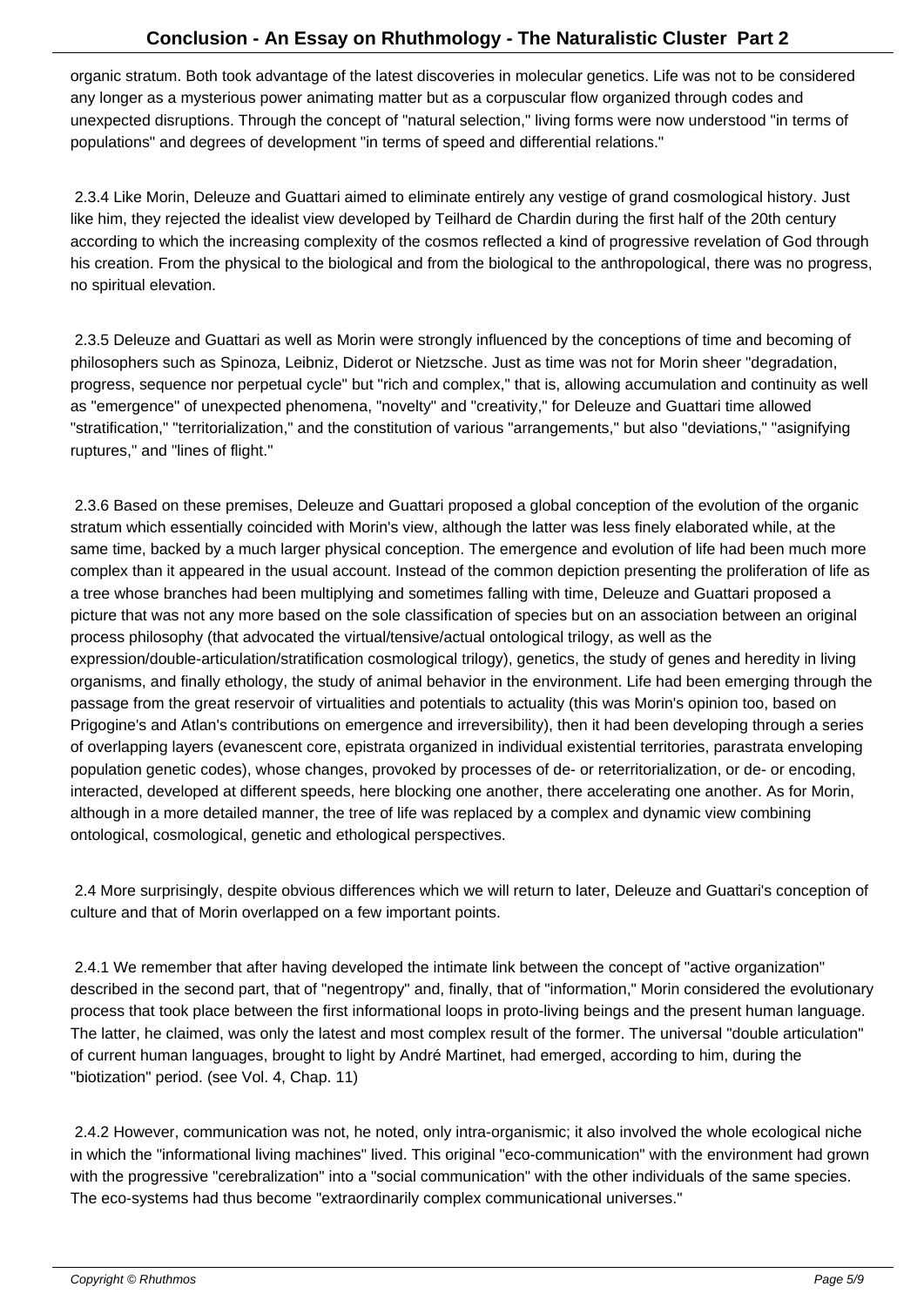organic stratum. Both took advantage of the latest discoveries in molecular genetics. Life was not to be considered any longer as a mysterious power animating matter but as a corpuscular flow organized through codes and unexpected disruptions. Through the concept of "natural selection," living forms were now understood "in terms of populations" and degrees of development "in terms of speed and differential relations."

2.3.4 Like Morin, Deleuze and Guattari aimed to eliminate entirely any vestige of grand cosmological history. Just like him, they rejected the idealist view developed by Teilhard de Chardin during the first half of the 20th century according to which the increasing complexity of the cosmos reflected a kind of progressive revelation of God through his creation. From the physical to the biological and from the biological to the anthropological, there was no progress, no spiritual elevation.

2.3.5 Deleuze and Guattari as well as Morin were strongly influenced by the conceptions of time and becoming of philosophers such as Spinoza, Leibniz, Diderot or Nietzsche. Just as time was not for Morin sheer "degradation, progress, sequence nor perpetual cycle" but "rich and complex," that is, allowing accumulation and continuity as well as "emergence" of unexpected phenomena, "novelty" and "creativity," for Deleuze and Guattari time allowed "stratification," "territorialization," and the constitution of various "arrangements," but also "deviations," "asignifying ruptures," and "lines of flight."

2.3.6 Based on these premises, Deleuze and Guattari proposed a global conception of the evolution of the organic stratum which essentially coincided with Morin's view, although the latter was less finely elaborated while, at the same time, backed by a much larger physical conception. The emergence and evolution of life had been much more complex than it appeared in the usual account. Instead of the common depiction presenting the proliferation of life as a tree whose branches had been multiplying and sometimes falling with time, Deleuze and Guattari proposed a picture that was not any more based on the sole classification of species but on an association between an original process philosophy (that advocated the virtual/tensive/actual ontological trilogy, as well as the expression/double-articulation/stratification cosmological trilogy), genetics, the study of genes and heredity in living organisms, and finally ethology, the study of animal behavior in the environment. Life had been emerging through the passage from the great reservoir of virtualities and potentials to actuality (this was Morin's opinion too, based on Prigogine's and Atlan's contributions on emergence and irreversibility), then it had been developing through a series of overlapping layers (evanescent core, epistrata organized in individual existential territories, parastrata enveloping population genetic codes), whose changes, provoked by processes of de- or reterritorialization, or de- or encoding, interacted, developed at different speeds, here blocking one another, there accelerating one another. As for Morin, although in a more detailed manner, the tree of life was replaced by a complex and dynamic view combining ontological, cosmological, genetic and ethological perspectives.

2.4 More surprisingly, despite obvious differences which we will return to later, Deleuze and Guattari's conception of culture and that of Morin overlapped on a few important points.

2.4.1 We remember that after having developed the intimate link between the concept of "active organization" described in the second part, that of "negentropy" and, finally, that of "information," Morin considered the evolutionary process that took place between the first informational loops in proto-living beings and the present human language. The latter, he claimed, was only the latest and most complex result of the former. The universal "double articulation" of current human languages, brought to light by André Martinet, had emerged, according to him, during the "biotization" period. (see Vol. 4, Chap. 11)

2.4.2 However, communication was not, he noted, only intra-organismic; it also involved the whole ecological niche in which the "informational living machines" lived. This original "eco-communication" with the environment had grown with the progressive "cerebralization" into a "social communication" with the other individuals of the same species. The eco-systems had thus become "extraordinarily complex communicational universes."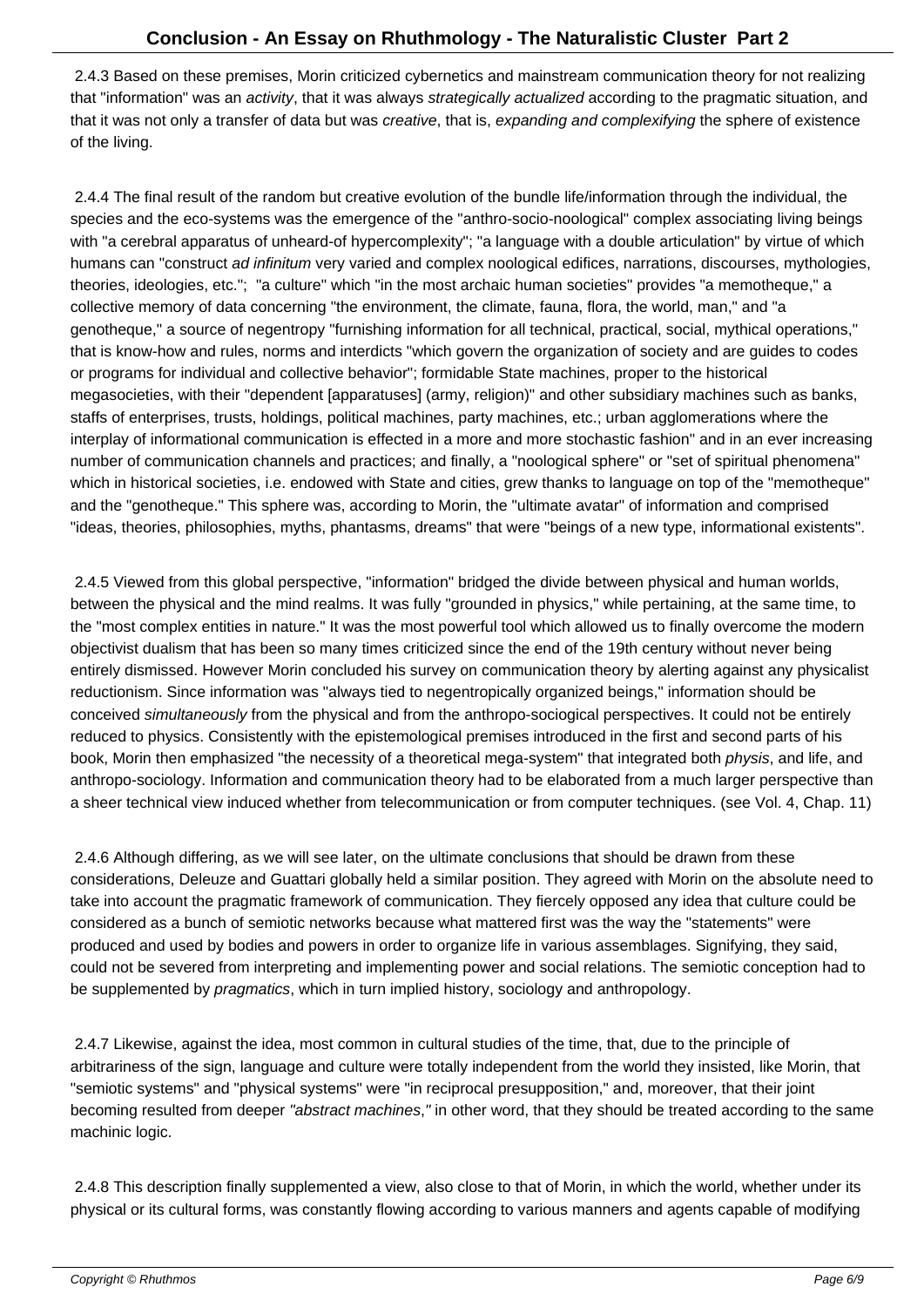2.4.3 Based on these premises, Morin criticized cybernetics and mainstream communication theory for not realizing that "information" was an *activity*, that it was always *strategically actualized* according to the pragmatic situation, and that it was not only a transfer of data but was *creative*, that is, *expanding and complexifying* the sphere of existence of the living.

2.4.4 The final result of the random but creative evolution of the bundle life/information through the individual, the species and the eco-systems was the emergence of the "anthro-socio-noological" complex associating living beings with "a cerebral apparatus of unheard-of hypercomplexity"; "a language with a double articulation" by virtue of which humans can "construct *ad infinitum* very varied and complex noological edifices, narrations, discourses, mythologies, theories, ideologies, etc."; "a culture" which "in the most archaic human societies" provides "a memotheque," a collective memory of data concerning "the environment, the climate, fauna, flora, the world, man," and "a genotheque," a source of negentropy "furnishing information for all technical, practical, social, mythical operations," that is know-how and rules, norms and interdicts "which govern the organization of society and are guides to codes or programs for individual and collective behavior"; formidable State machines, proper to the historical megasocieties, with their "dependent [apparatuses] (army, religion)" and other subsidiary machines such as banks, staffs of enterprises, trusts, holdings, political machines, party machines, etc.; urban agglomerations where the interplay of informational communication is effected in a more and more stochastic fashion" and in an ever increasing number of communication channels and practices; and finally, a "noological sphere" or "set of spiritual phenomena" which in historical societies, i.e. endowed with State and cities, grew thanks to language on top of the "memotheque" and the "genotheque." This sphere was, according to Morin, the "ultimate avatar" of information and comprised "ideas, theories, philosophies, myths, phantasms, dreams" that were "beings of a new type, informational existents".

2.4.5 Viewed from this global perspective, "information" bridged the divide between physical and human worlds, between the physical and the mind realms. It was fully "grounded in physics," while pertaining, at the same time, to the "most complex entities in nature." It was the most powerful tool which allowed us to finally overcome the modern objectivist dualism that has been so many times criticized since the end of the 19th century without never being entirely dismissed. However Morin concluded his survey on communication theory by alerting against any physicalist reductionism. Since information was "always tied to negentropically organized beings," information should be conceived *simultaneously* from the physical and from the anthropo-sociogical perspectives. It could not be entirely reduced to physics. Consistently with the epistemological premises introduced in the first and second parts of his book, Morin then emphasized "the necessity of a theoretical mega-system" that integrated both *physis*, and life, and anthropo-sociology. Information and communication theory had to be elaborated from a much larger perspective than a sheer technical view induced whether from telecommunication or from computer techniques. (see Vol. 4, Chap. 11)

2.4.6 Although differing, as we will see later, on the ultimate conclusions that should be drawn from these considerations, Deleuze and Guattari globally held a similar position. They agreed with Morin on the absolute need to take into account the pragmatic framework of communication. They fiercely opposed any idea that culture could be considered as a bunch of semiotic networks because what mattered first was the way the "statements" were produced and used by bodies and powers in order to organize life in various assemblages. Signifying, they said, could not be severed from interpreting and implementing power and social relations. The semiotic conception had to be supplemented by *pragmatics*, which in turn implied history, sociology and anthropology.

2.4.7 Likewise, against the idea, most common in cultural studies of the time, that, due to the principle of arbitrariness of the sign, language and culture were totally independent from the world they insisted, like Morin, that "semiotic systems" and "physical systems" were "in reciprocal presupposition," and, moreover, that their joint becoming resulted from deeper *"abstract machines,"* in other word, that they should be treated according to the same machinic logic.

2.4.8 This description finally supplemented a view, also close to that of Morin, in which the world, whether under its physical or its cultural forms, was constantly flowing according to various manners and agents capable of modifying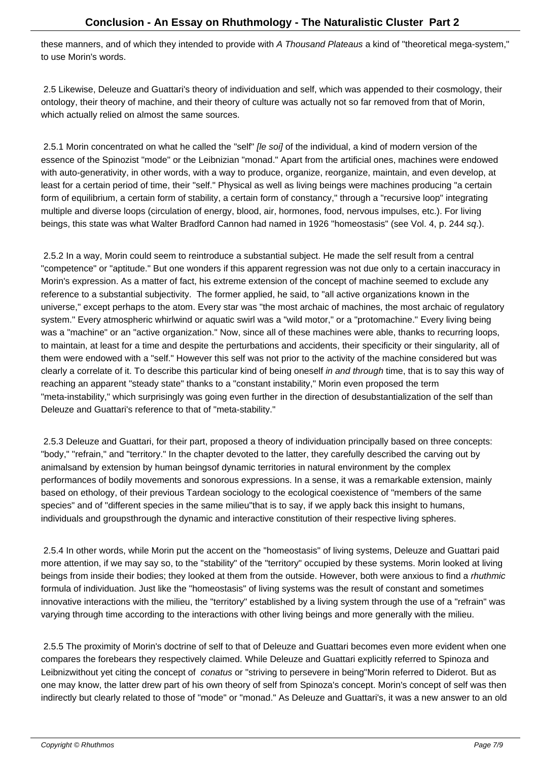these manners, and of which they intended to provide with *A Thousand Plateaus* a kind of "theoretical mega-system," to use Morin's words.

2.5 Likewise, Deleuze and Guattari's theory of individuation and self, which was appended to their cosmology, their ontology, their theory of machine, and their theory of culture was actually not so far removed from that of Morin, which actually relied on almost the same sources.

2.5.1 Morin concentrated on what he called the "self" *[le soi]* of the individual, a kind of modern version of the essence of the Spinozist "mode" or the Leibnizian "monad." Apart from the artificial ones, machines were endowed with auto-generativity, in other words, with a way to produce, organize, reorganize, maintain, and even develop, at least for a certain period of time, their "self." Physical as well as living beings were machines producing "a certain form of equilibrium, a certain form of stability, a certain form of constancy," through a "recursive loop" integrating multiple and diverse loops (circulation of energy, blood, air, hormones, food, nervous impulses, etc.). For living beings, this state was what Walter Bradford Cannon had named in 1926 "homeostasis" (see Vol. 4, p. 244 *sq*.).

2.5.2 In a way, Morin could seem to reintroduce a substantial subject. He made the self result from a central "competence" or "aptitude." But one wonders if this apparent regression was not due only to a certain inaccuracy in Morin's expression. As a matter of fact, his extreme extension of the concept of machine seemed to exclude any reference to a substantial subjectivity. The former applied, he said, to "all active organizations known in the universe," except perhaps to the atom. Every star was "the most archaic of machines, the most archaic of regulatory system." Every atmospheric whirlwind or aquatic swirl was a "wild motor," or a "protomachine." Every living being was a "machine" or an "active organization." Now, since all of these machines were able, thanks to recurring loops, to maintain, at least for a time and despite the perturbations and accidents, their specificity or their singularity, all of them were endowed with a "self." However this self was not prior to the activity of the machine considered but was clearly a correlate of it. To describe this particular kind of being oneself *in and through* time, that is to say this way of reaching an apparent "steady state" thanks to a "constant instability," Morin even proposed the term "meta-instability," which surprisingly was going even further in the direction of desubstantialization of the self than Deleuze and Guattari's reference to that of "meta-stability."

2.5.3 Deleuze and Guattari, for their part, proposed a theory of individuation principally based on three concepts: "body," "refrain," and "territory." In the chapter devoted to the latter, they carefully described the carving out by animalsand by extension by human beingsof dynamic territories in natural environment by the complex performances of bodily movements and sonorous expressions. In a sense, it was a remarkable extension, mainly based on ethology, of their previous Tardean sociology to the ecological coexistence of "members of the same species" and of "different species in the same milieu"that is to say, if we apply back this insight to humans, individuals and groupsthrough the dynamic and interactive constitution of their respective living spheres.

2.5.4 In other words, while Morin put the accent on the "homeostasis" of living systems, Deleuze and Guattari paid more attention, if we may say so, to the "stability" of the "territory" occupied by these systems. Morin looked at living beings from inside their bodies; they looked at them from the outside. However, both were anxious to find a *rhuthmic* formula of individuation. Just like the "homeostasis" of living systems was the result of constant and sometimes innovative interactions with the milieu, the "territory" established by a living system through the use of a "refrain" was varying through time according to the interactions with other living beings and more generally with the milieu.

2.5.5 The proximity of Morin's doctrine of self to that of Deleuze and Guattari becomes even more evident when one compares the forebears they respectively claimed. While Deleuze and Guattari explicitly referred to Spinoza and Leibnizwithout yet citing the concept of *conatus* or "striving to persevere in being"Morin referred to Diderot. But as one may know, the latter drew part of his own theory of self from Spinoza's concept. Morin's concept of self was then indirectly but clearly related to those of "mode" or "monad." As Deleuze and Guattari's, it was a new answer to an old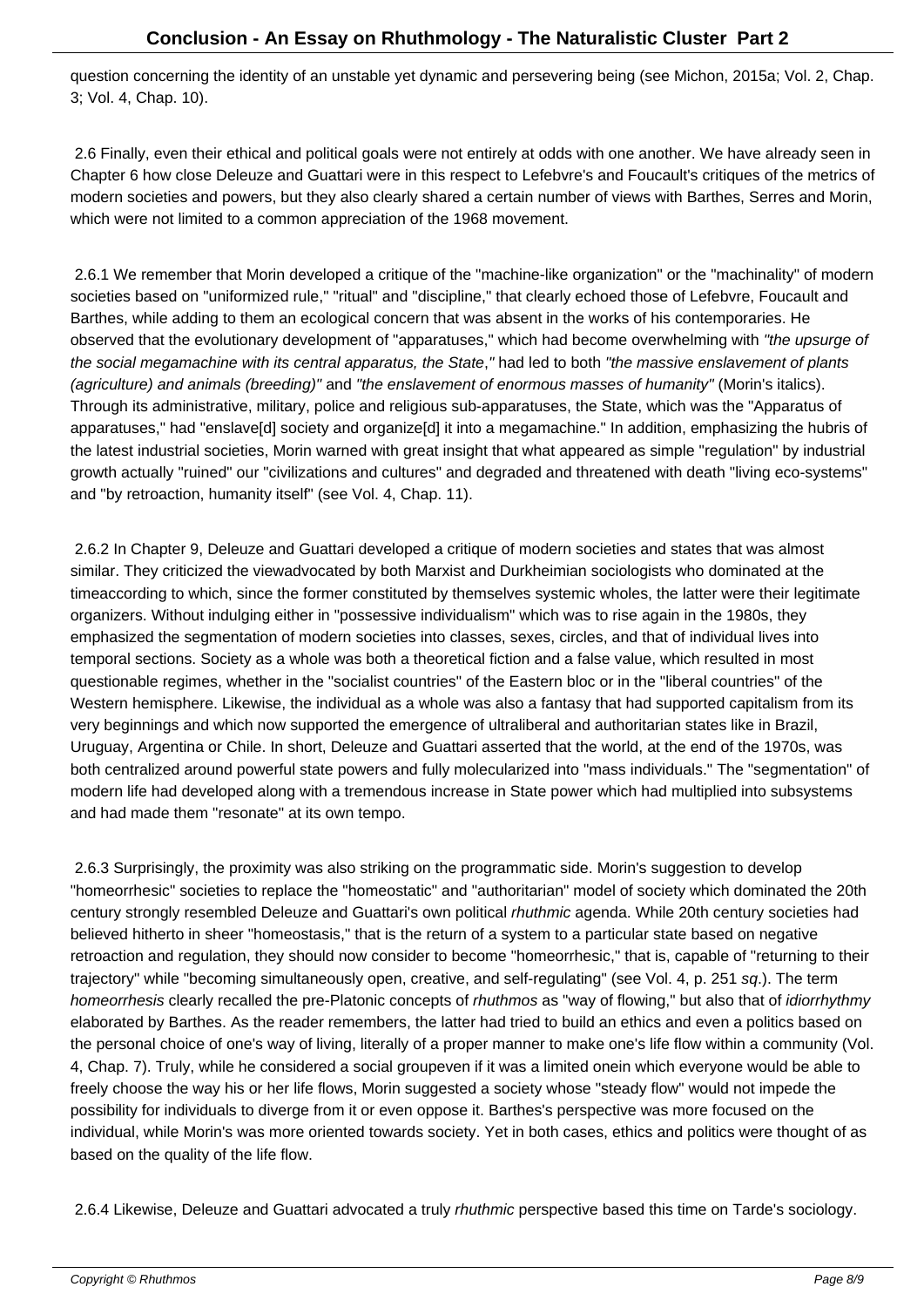question concerning the identity of an unstable yet dynamic and persevering being (see Michon, 2015a; Vol. 2, Chap. 3; Vol. 4, Chap. 10).

2.6 Finally, even their ethical and political goals were not entirely at odds with one another. We have already seen in Chapter 6 how close Deleuze and Guattari were in this respect to Lefebvre's and Foucault's critiques of the metrics of modern societies and powers, but they also clearly shared a certain number of views with Barthes, Serres and Morin, which were not limited to a common appreciation of the 1968 movement.

2.6.1 We remember that Morin developed a critique of the "machine-like organization" or the "machinality" of modern societies based on "uniformized rule," "ritual" and "discipline," that clearly echoed those of Lefebvre, Foucault and Barthes, while adding to them an ecological concern that was absent in the works of his contemporaries. He observed that the evolutionary development of "apparatuses," which had become overwhelming with *"the upsurge of the social megamachine with its central apparatus, the State,"* had led to both *"the massive enslavement of plants (agriculture) and animals (breeding)"* and *"the enslavement of enormous masses of humanity"* (Morin's italics). Through its administrative, military, police and religious sub-apparatuses, the State, which was the "Apparatus of apparatuses," had "enslave[d] society and organize[d] it into a megamachine." In addition, emphasizing the hubris of the latest industrial societies, Morin warned with great insight that what appeared as simple "regulation" by industrial growth actually "ruined" our "civilizations and cultures" and degraded and threatened with death "living eco-systems" and "by retroaction, humanity itself" (see Vol. 4, Chap. 11).

2.6.2 In Chapter 9, Deleuze and Guattari developed a critique of modern societies and states that was almost similar. They criticized the viewadvocated by both Marxist and Durkheimian sociologists who dominated at the timeaccording to which, since the former constituted by themselves systemic wholes, the latter were their legitimate organizers. Without indulging either in "possessive individualism" which was to rise again in the 1980s, they emphasized the segmentation of modern societies into classes, sexes, circles, and that of individual lives into temporal sections. Society as a whole was both a theoretical fiction and a false value, which resulted in most questionable regimes, whether in the "socialist countries" of the Eastern bloc or in the "liberal countries" of the Western hemisphere. Likewise, the individual as a whole was also a fantasy that had supported capitalism from its very beginnings and which now supported the emergence of ultraliberal and authoritarian states like in Brazil, Uruguay, Argentina or Chile. In short, Deleuze and Guattari asserted that the world, at the end of the 1970s, was both centralized around powerful state powers and fully molecularized into "mass individuals." The "segmentation" of modern life had developed along with a tremendous increase in State power which had multiplied into subsystems and had made them "resonate" at its own tempo.

2.6.3 Surprisingly, the proximity was also striking on the programmatic side. Morin's suggestion to develop "homeorrhesic" societies to replace the "homeostatic" and "authoritarian" model of society which dominated the 20th century strongly resembled Deleuze and Guattari's own political *rhuthmic* agenda. While 20th century societies had believed hitherto in sheer "homeostasis," that is the return of a system to a particular state based on negative retroaction and regulation, they should now consider to become "homeorrhesic," that is, capable of "returning to their trajectory" while "becoming simultaneously open, creative, and self-regulating" (see Vol. 4, p. 251 *sq*.). The term *homeorrhesis* clearly recalled the pre-Platonic concepts of *rhuthmos* as "way of flowing," but also that of *idiorrhythmy* elaborated by Barthes. As the reader remembers, the latter had tried to build an ethics and even a politics based on the personal choice of one's way of living, literally of a proper manner to make one's life flow within a community (Vol. 4, Chap. 7). Truly, while he considered a social groupeven if it was a limited onein which everyone would be able to freely choose the way his or her life flows, Morin suggested a society whose "steady flow" would not impede the possibility for individuals to diverge from it or even oppose it. Barthes's perspective was more focused on the individual, while Morin's was more oriented towards society. Yet in both cases, ethics and politics were thought of as based on the quality of the life flow.

2.6.4 Likewise, Deleuze and Guattari advocated a truly *rhuthmic* perspective based this time on Tarde's sociology.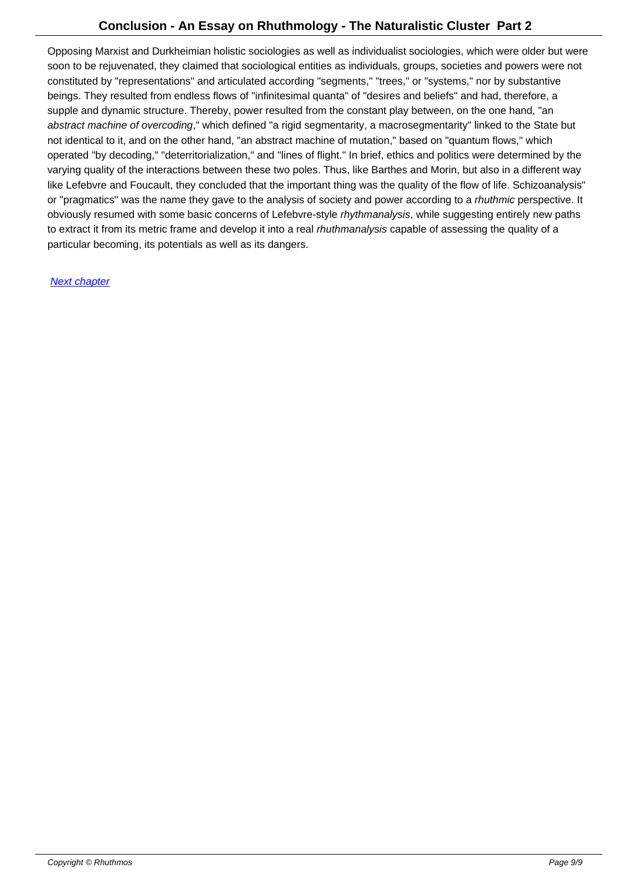Opposing Marxist and Durkheimian holistic sociologies as well as individualist sociologies, which were older but were soon to be rejuvenated, they claimed that sociological entities as individuals, groups, societies and powers were not constituted by "representations" and articulated according "segments," "trees," or "systems," nor by substantive beings. They resulted from endless flows of "infinitesimal quanta" of "desires and beliefs" and had, therefore, a supple and dynamic structure. Thereby, power resulted from the constant play between, on the one hand, "an *abstract machine of overcoding*," which defined "a rigid segmentarity, a macrosegmentarity" linked to the State but not identical to it, and on the other hand, "an abstract machine of mutation," based on "quantum flows," which operated "by decoding," "deterritorialization," and "lines of flight." In brief, ethics and politics were determined by the varying quality of the interactions between these two poles. Thus, like Barthes and Morin, but also in a different way like Lefebvre and Foucault, they concluded that the important thing was the quality of the flow of life. Schizoanalysis" or "pragmatics" was the name they gave to the analysis of society and power according to a *rhuthmic* perspective. It obviously resumed with some basic concerns of Lefebvre-style *rhythmanalysis*, while suggesting entirely new paths to extract it from its metric frame and develop it into a real *rhuthmanalysis* capable of assessing the quality of a particular becoming, its potentials as well as its dangers.

[Next chapter]